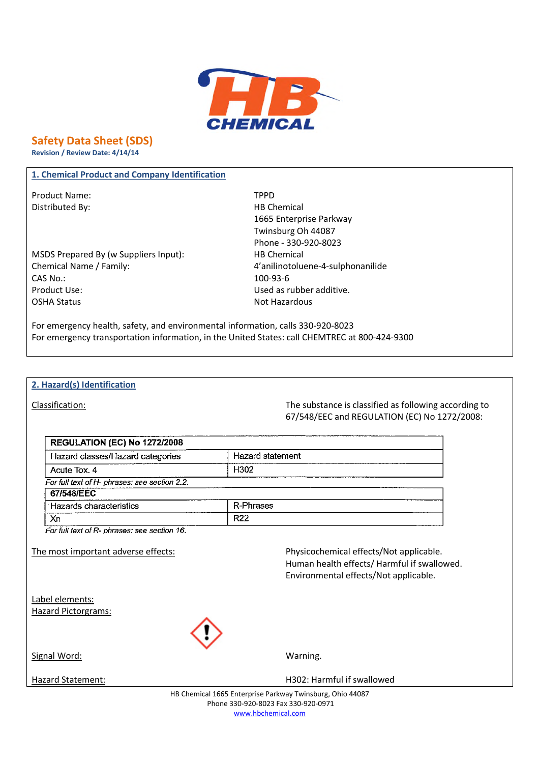# Safety Data Sheet (SDS)

**Revision / Review Date: 4/14/14**

## 1. Chemical Product and Company Identification

| | |
|---|---|
| Product Name: | TPPD |
| Distributed By: | HB Chemical<br>1665 Enterprise Parkway<br>Twinsburg Oh 44087<br>Phone - 330-920-8023 |
| MSDS Prepared By (w Suppliers Input): | HB Chemical |
| Chemical Name / Family: | 4'anilinotoluene-4-sulphonanilide |
| CAS No.: | 100-93-6 |
| Product Use: | Used as rubber additive. |
| OSHA Status | Not Hazardous |

For emergency health, safety, and environmental information, calls 330-920-8023
For emergency transportation information, in the United States: call CHEMTREC at 800-424-9300

## 2. Hazard(s) Identification

Classification: The substance is classified as following according to 67/548/EEC and REGULATION (EC) No 1272/2008:

| REGULATION (EC) No 1272/2008 | |
|---|---|
| Hazard classes/Hazard categories | Hazard statement |
| Acute Tox. 4 | H302 |

*For full text of H- phrases: see section 2.2.*

| 67/548/EEC | |
|---|---|
| Hazards characteristics | R-Phrases |
| Xn | R22 |

*For full text of R- phrases: see section 16.*

The most important adverse effects:
Physicochemical effects/Not applicable.
Human health effects/ Harmful if swallowed.
Environmental effects/Not applicable.

Label elements:

Hazard Pictograms:

Signal Word: Warning.

Hazard Statement: H302: Harmful if swallowed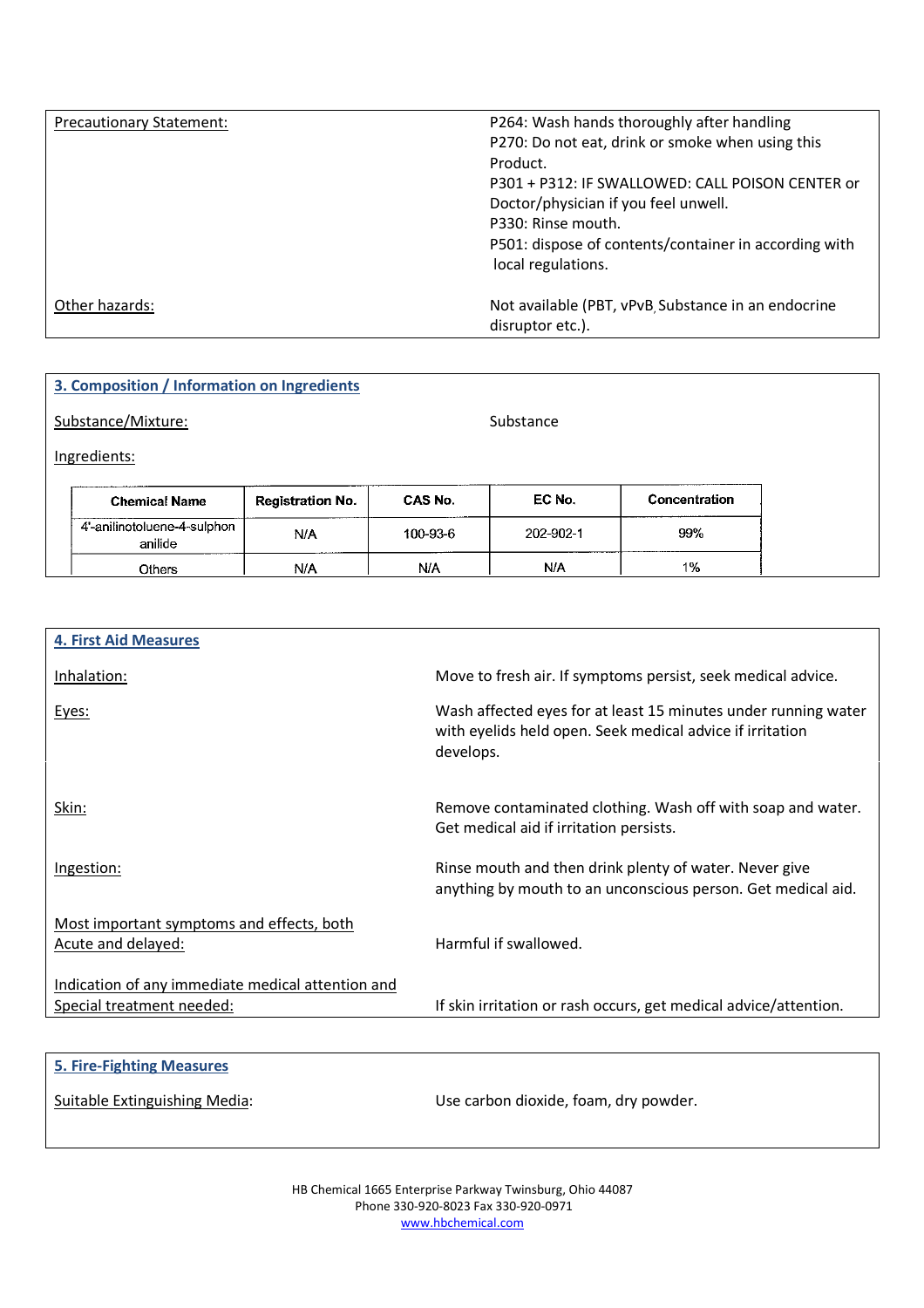Precautionary Statement: P264: Wash hands thoroughly after handling
P270: Do not eat, drink or smoke when using this Product.
P301 + P312: IF SWALLOWED: CALL POISON CENTER or Doctor/physician if you feel unwell.
P330: Rinse mouth.
P501: dispose of contents/container in according with local regulations.

Other hazards: Not available (PBT, vPvB, Substance in an endocrine disruptor etc.).

## 3. Composition / Information on Ingredients

Substance/Mixture: Substance

Ingredients:

| Chemical Name | Registration No. | CAS No. | EC No. | Concentration |
|---|---|---|---|---|
| 4'-anilinotoluene-4-sulphon anilide | N/A | 100-93-6 | 202-902-1 | 99% |
| Others | N/A | N/A | N/A | 1% |

## 4. First Aid Measures

Inhalation: Move to fresh air. If symptoms persist, seek medical advice.

Eyes: Wash affected eyes for at least 15 minutes under running water with eyelids held open. Seek medical advice if irritation develops.

Skin: Remove contaminated clothing. Wash off with soap and water. Get medical aid if irritation persists.

Ingestion: Rinse mouth and then drink plenty of water. Never give anything by mouth to an unconscious person. Get medical aid.

Most important symptoms and effects, both Acute and delayed: Harmful if swallowed.

Indication of any immediate medical attention and Special treatment needed: If skin irritation or rash occurs, get medical advice/attention.

## 5. Fire-Fighting Measures

Suitable Extinguishing Media: Use carbon dioxide, foam, dry powder.

HB Chemical 1665 Enterprise Parkway Twinsburg, Ohio 44087
Phone 330-920-8023 Fax 330-920-0971
www.hbchemical.com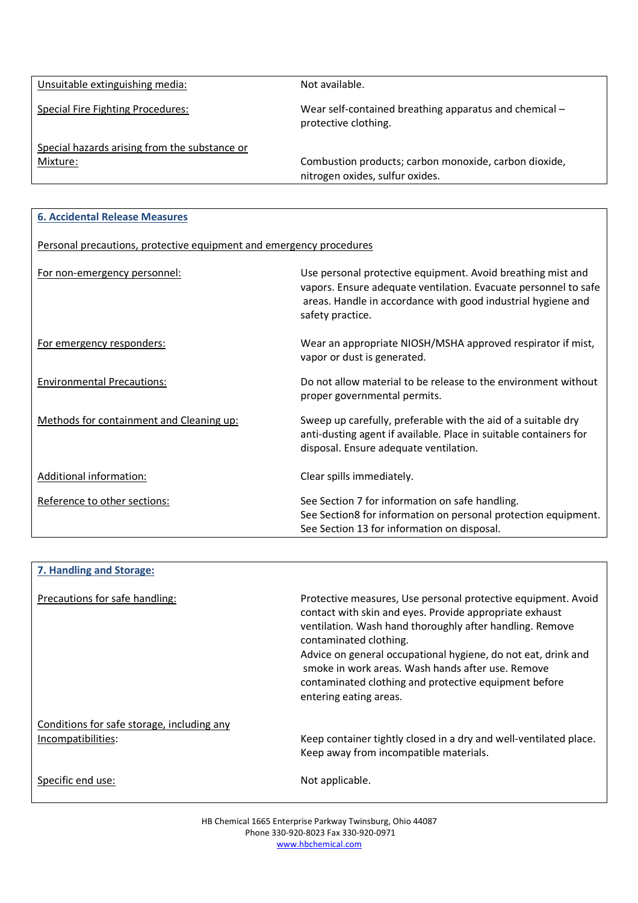| | |
|---|---|
| Unsuitable extinguishing media: | Not available. |
| Special Fire Fighting Procedures: | Wear self-contained breathing apparatus and chemical – protective clothing. |
| Special hazards arising from the substance or Mixture: | Combustion products; carbon monoxide, carbon dioxide, nitrogen oxides, sulfur oxides. |

## 6. Accidental Release Measures

Personal precautions, protective equipment and emergency procedures

| | |
|---|---|
| For non-emergency personnel: | Use personal protective equipment. Avoid breathing mist and vapors. Ensure adequate ventilation. Evacuate personnel to safe areas. Handle in accordance with good industrial hygiene and safety practice. |
| For emergency responders: | Wear an appropriate NIOSH/MSHA approved respirator if mist, vapor or dust is generated. |
| Environmental Precautions: | Do not allow material to be release to the environment without proper governmental permits. |
| Methods for containment and Cleaning up: | Sweep up carefully, preferable with the aid of a suitable dry anti-dusting agent if available. Place in suitable containers for disposal. Ensure adequate ventilation. |
| Additional information: | Clear spills immediately. |
| Reference to other sections: | See Section 7 for information on safe handling.<br>See Section8 for information on personal protection equipment.<br>See Section 13 for information on disposal. |

## 7. Handling and Storage:

| | |
|---|---|
| Precautions for safe handling: | Protective measures, Use personal protective equipment. Avoid contact with skin and eyes. Provide appropriate exhaust ventilation. Wash hand thoroughly after handling. Remove contaminated clothing.<br>Advice on general occupational hygiene, do not eat, drink and smoke in work areas. Wash hands after use. Remove contaminated clothing and protective equipment before entering eating areas. |
| Conditions for safe storage, including any Incompatibilities: | Keep container tightly closed in a dry and well-ventilated place. Keep away from incompatible materials. |
| Specific end use: | Not applicable. |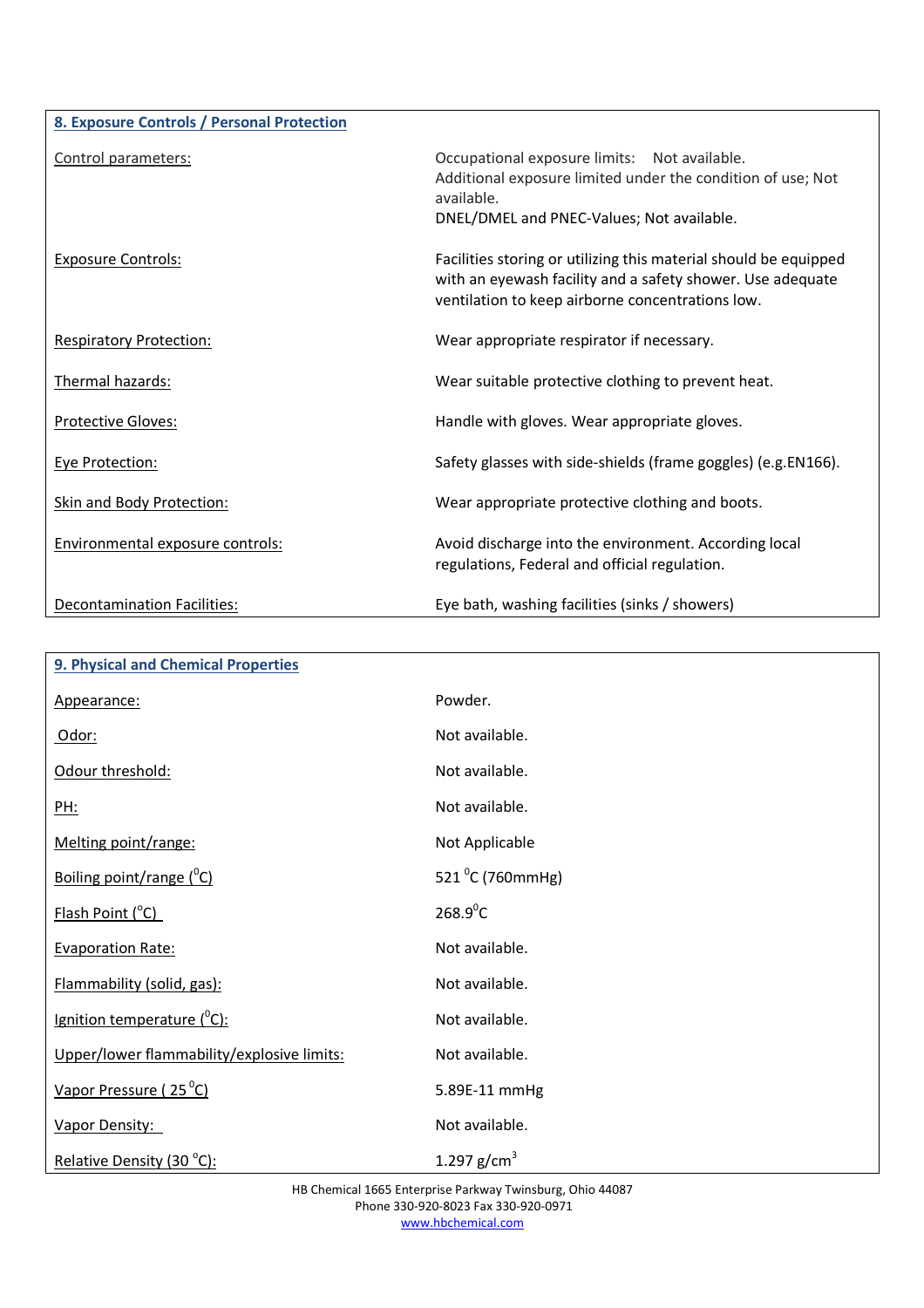## 8. Exposure Controls / Personal Protection

| | |
|---|---|
| Control parameters: | Occupational exposure limits: Not available.<br>Additional exposure limited under the condition of use; Not available.<br>DNEL/DMEL and PNEC-Values; Not available. |
| Exposure Controls: | Facilities storing or utilizing this material should be equipped with an eyewash facility and a safety shower. Use adequate ventilation to keep airborne concentrations low. |
| Respiratory Protection: | Wear appropriate respirator if necessary. |
| Thermal hazards: | Wear suitable protective clothing to prevent heat. |
| Protective Gloves: | Handle with gloves. Wear appropriate gloves. |
| Eye Protection: | Safety glasses with side-shields (frame goggles) (e.g.EN166). |
| Skin and Body Protection: | Wear appropriate protective clothing and boots. |
| Environmental exposure controls: | Avoid discharge into the environment. According local regulations, Federal and official regulation. |
| Decontamination Facilities: | Eye bath, washing facilities (sinks / showers) |

## 9. Physical and Chemical Properties

| | |
|---|---|
| Appearance: | Powder. |
| Odor: | Not available. |
| Odour threshold: | Not available. |
| PH: | Not available. |
| Melting point/range: | Not Applicable |
| Boiling point/range ($^0$C) | 521 $^0$C (760mmHg) |
| Flash Point ($^o$C) | 268.9$^0$C |
| Evaporation Rate: | Not available. |
| Flammability (solid, gas): | Not available. |
| Ignition temperature ($^0$C): | Not available. |
| Upper/lower flammability/explosive limits: | Not available. |
| Vapor Pressure ( 25 $^0$C) | 5.89E-11 mmHg |
| Vapor Density: | Not available. |
| Relative Density (30 $^o$C): | 1.297 g/cm$^3$ |

HB Chemical 1665 Enterprise Parkway Twinsburg, Ohio 44087
Phone 330-920-8023 Fax 330-920-0971
www.hbchemical.com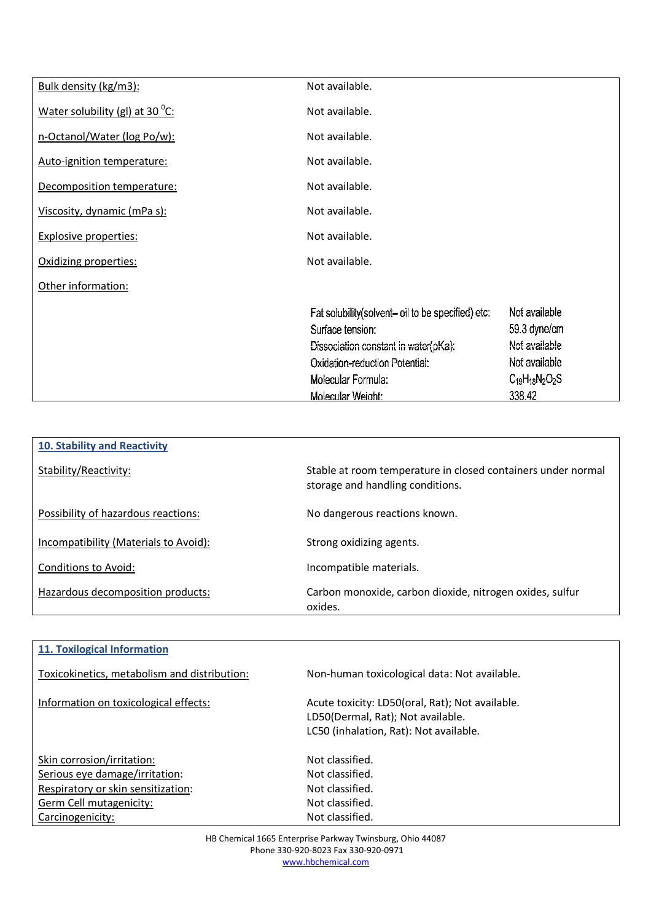| | |
|---|---|
| Bulk density (kg/m3): | Not available. |
| Water solubility (gl) at 30 $^0$C: | Not available. |
| n-Octanol/Water (log Po/w): | Not available. |
| Auto-ignition temperature: | Not available. |
| Decomposition temperature: | Not available. |
| Viscosity, dynamic (mPa s): | Not available. |
| Explosive properties: | Not available. |
| Oxidizing properties: | Not available. |
| Other information: | |

| | |
|---|---|
| Fat solubility(solvent– oil to be specified) etc: | Not available |
| Surface tension: | 59.3 dyne/cm |
| Dissociation constant in water(pKa): | Not available |
| Oxidation-reduction Potential: | Not available |
| Molecular Formula: | $C_{19}H_{18}N_2O_2S$ |
| Molecular Weight: | 338.42 |

## 10. Stability and Reactivity

| | |
|---|---|
| Stability/Reactivity: | Stable at room temperature in closed containers under normal storage and handling conditions. |
| Possibility of hazardous reactions: | No dangerous reactions known. |
| Incompatibility (Materials to Avoid): | Strong oxidizing agents. |
| Conditions to Avoid: | Incompatible materials. |
| Hazardous decomposition products: | Carbon monoxide, carbon dioxide, nitrogen oxides, sulfur oxides. |

## 11. Toxilogical Information

| | |
|---|---|
| Toxicokinetics, metabolism and distribution: | Non-human toxicological data: Not available. |
| Information on toxicological effects: | Acute toxicity: LD50(oral, Rat); Not available.<br>LD50(Dermal, Rat); Not available.<br>LC50 (inhalation, Rat): Not available. |
| Skin corrosion/irritation: | Not classified. |
| Serious eye damage/irritation: | Not classified. |
| Respiratory or skin sensitization: | Not classified. |
| Germ Cell mutagenicity: | Not classified. |
| Carcinogenicity: | Not classified. |

HB Chemical 1665 Enterprise Parkway Twinsburg, Ohio 44087
Phone 330-920-8023 Fax 330-920-0971
www.hbchemical.com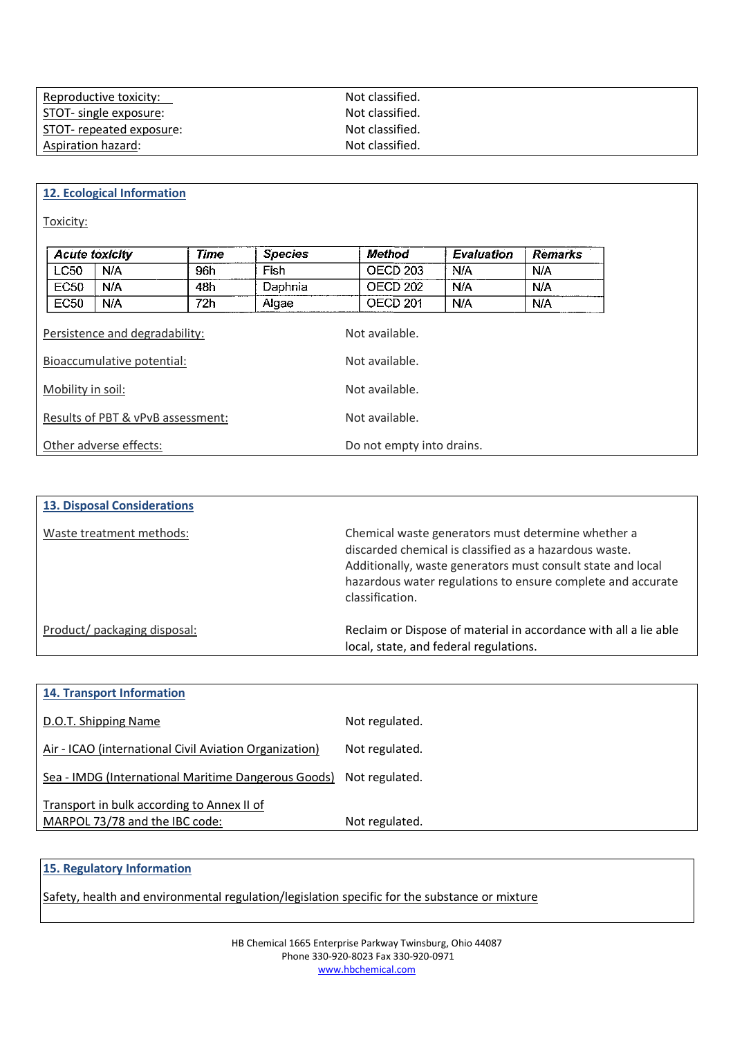| | |
|---|---|
| Reproductive toxicity: | Not classified. |
| STOT- single exposure: | Not classified. |
| STOT- repeated exposure: | Not classified. |
| Aspiration hazard: | Not classified. |

## 12. Ecological Information

Toxicity:

| Acute toxicity | | Time | Species | Method | Evaluation | Remarks |
|---|---|---|---|---|---|---|
| LC50 | N/A | 96h | Fish | OECD 203 | N/A | N/A |
| EC50 | N/A | 48h | Daphnia | OECD 202 | N/A | N/A |
| EC50 | N/A | 72h | Algae | OECD 201 | N/A | N/A |

| | |
|---|---|
| Persistence and degradability: | Not available. |
| Bioaccumulative potential: | Not available. |
| Mobility in soil: | Not available. |
| Results of PBT & vPvB assessment: | Not available. |
| Other adverse effects: | Do not empty into drains. |

## 13. Disposal Considerations

| | |
|---|---|
| Waste treatment methods: | Chemical waste generators must determine whether a discarded chemical is classified as a hazardous waste. Additionally, waste generators must consult state and local hazardous water regulations to ensure complete and accurate classification. |
| Product/ packaging disposal: | Reclaim or Dispose of material in accordance with all a lie able local, state, and federal regulations. |

## 14. Transport Information

| | |
|---|---|
| D.O.T. Shipping Name | Not regulated. |
| Air - ICAO (international Civil Aviation Organization) | Not regulated. |
| Sea - IMDG (International Maritime Dangerous Goods) | Not regulated. |
| Transport in bulk according to Annex II of MARPOL 73/78 and the IBC code: | Not regulated. |

## 15. Regulatory Information

Safety, health and environmental regulation/legislation specific for the substance or mixture

HB Chemical 1665 Enterprise Parkway Twinsburg, Ohio 44087
Phone 330-920-8023 Fax 330-920-0971
www.hbchemical.com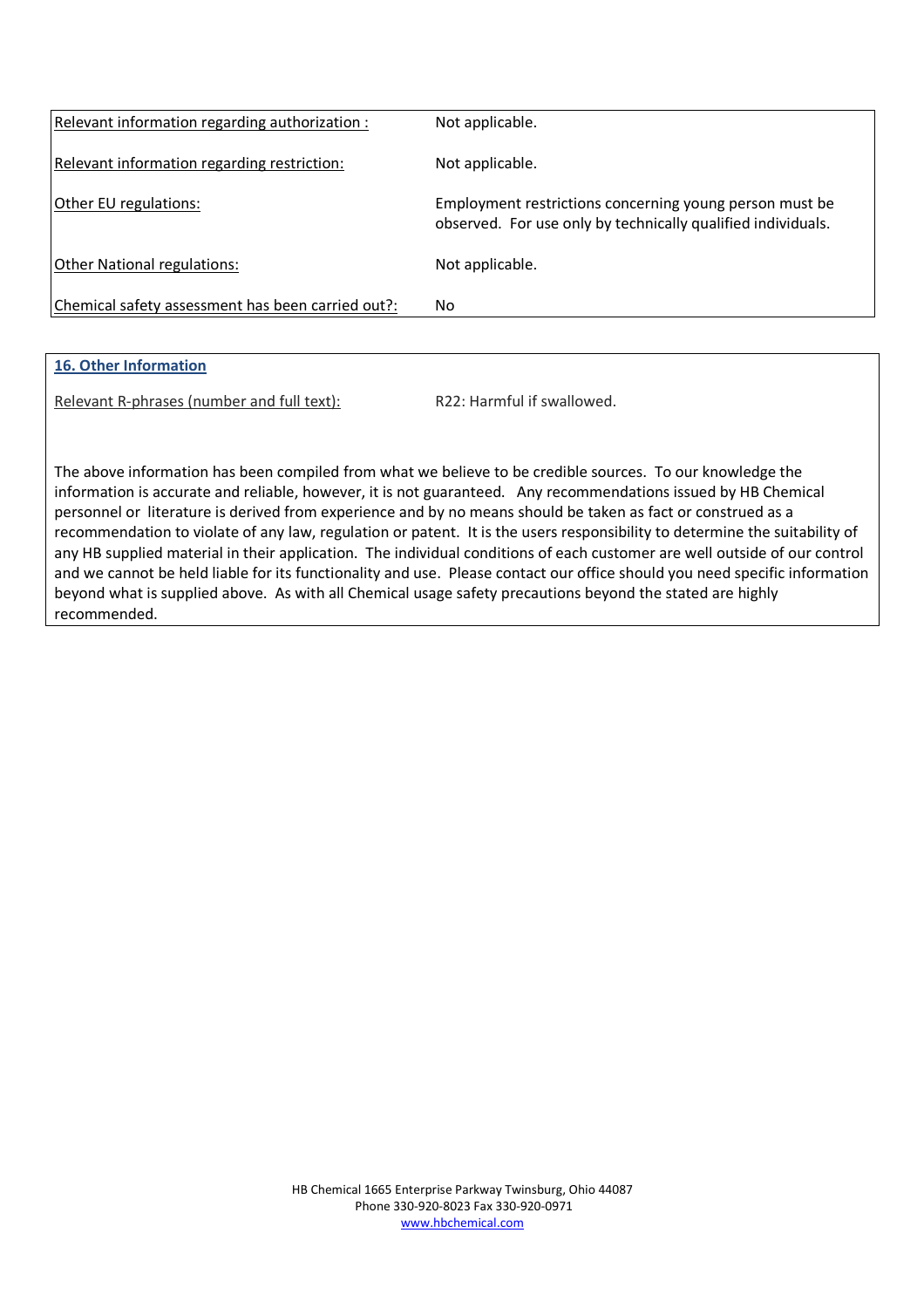| | |
|---|---|
| Relevant information regarding authorization : | Not applicable. |
| Relevant information regarding restriction: | Not applicable. |
| Other EU regulations: | Employment restrictions concerning young person must be observed. For use only by technically qualified individuals. |
| Other National regulations: | Not applicable. |
| Chemical safety assessment has been carried out?: | No |

## 16. Other Information

| | |
|---|---|
| Relevant R-phrases (number and full text): | R22: Harmful if swallowed. |

The above information has been compiled from what we believe to be credible sources. To our knowledge the information is accurate and reliable, however, it is not guaranteed. Any recommendations issued by HB Chemical personnel or literature is derived from experience and by no means should be taken as fact or construed as a recommendation to violate of any law, regulation or patent. It is the users responsibility to determine the suitability of any HB supplied material in their application. The individual conditions of each customer are well outside of our control and we cannot be held liable for its functionality and use. Please contact our office should you need specific information beyond what is supplied above. As with all Chemical usage safety precautions beyond the stated are highly recommended.

HB Chemical 1665 Enterprise Parkway Twinsburg, Ohio 44087
Phone 330-920-8023 Fax 330-920-0971
www.hbchemical.com